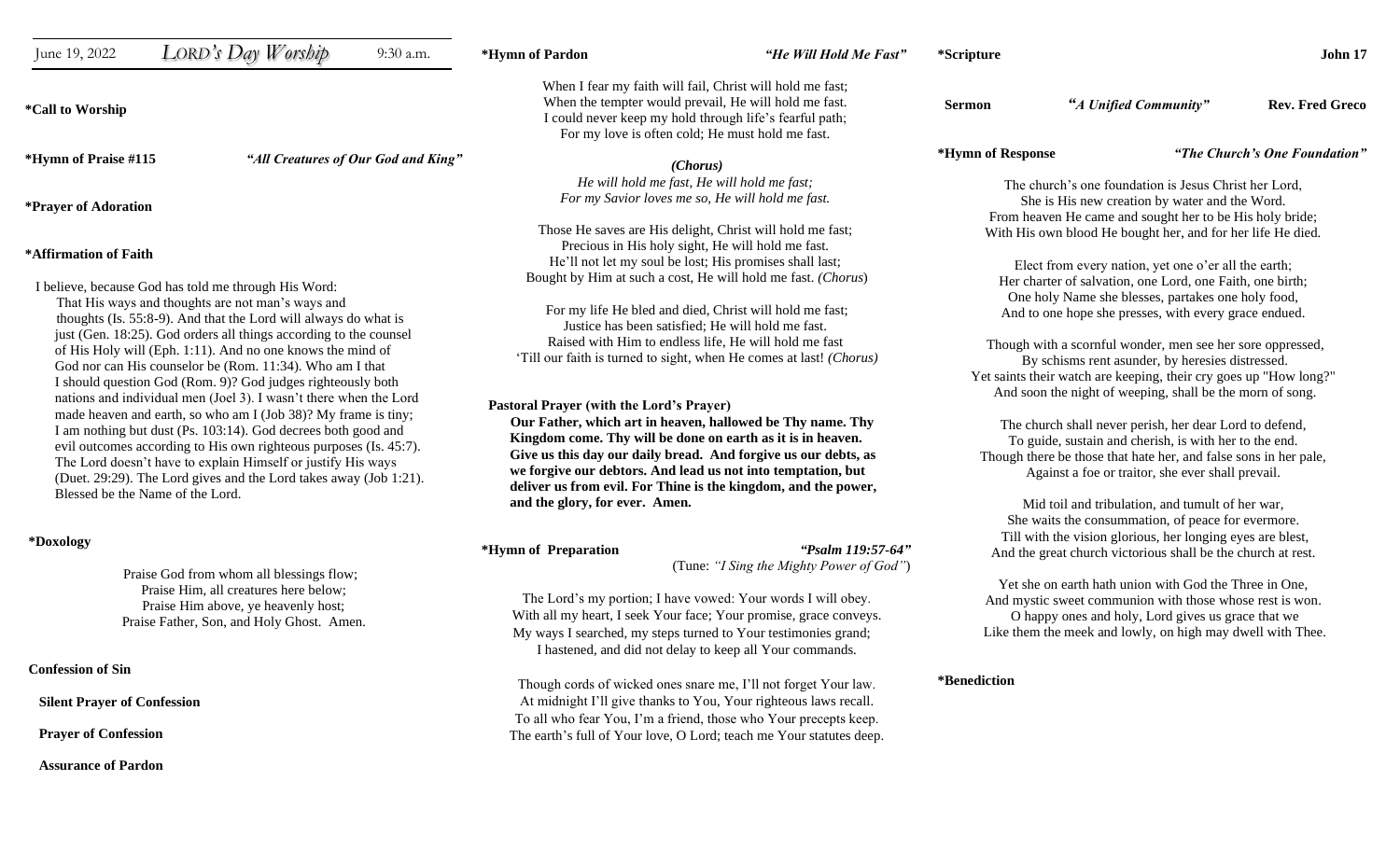June 19, 2022 *LORD's Day Worship* 9:30 a.m.

**\*Call to Worship**

**\*Hymn of Praise #115** ***"All Creatures of Our God and King"***

**\*Prayer of Adoration**

**\*Affirmation of Faith**

I believe, because God has told me through His Word:
That His ways and thoughts are not man's ways and thoughts (Is. 55:8-9). And that the Lord will always do what is just (Gen. 18:25). God orders all things according to the counsel of His Holy will (Eph. 1:11). And no one knows the mind of God nor can His counselor be (Rom. 11:34). Who am I that I should question God (Rom. 9)? God judges righteously both nations and individual men (Joel 3). I wasn't there when the Lord made heaven and earth, so who am I (Job 38)? My frame is tiny; I am nothing but dust (Ps. 103:14). God decrees both good and evil outcomes according to His own righteous purposes (Is. 45:7). The Lord doesn't have to explain Himself or justify His ways (Duet. 29:29). The Lord gives and the Lord takes away (Job 1:21). Blessed be the Name of the Lord.

**\*Doxology**

Praise God from whom all blessings flow;
Praise Him, all creatures here below;
Praise Him above, ye heavenly host;
Praise Father, Son, and Holy Ghost. Amen.

**Confession of Sin**

**Silent Prayer of Confession**

**Prayer of Confession**

**Assurance of Pardon**

**\*Hymn of Pardon** ***"He Will Hold Me Fast"***

When I fear my faith will fail, Christ will hold me fast;
When the tempter would prevail, He will hold me fast.
I could never keep my hold through life's fearful path;
For my love is often cold; He must hold me fast.

***(Chorus)***
*He will hold me fast, He will hold me fast;*
*For my Savior loves me so, He will hold me fast.*

Those He saves are His delight, Christ will hold me fast;
Precious in His holy sight, He will hold me fast.
He'll not let my soul be lost; His promises shall last;
Bought by Him at such a cost, He will hold me fast. *(Chorus)*

For my life He bled and died, Christ will hold me fast;
Justice has been satisfied; He will hold me fast.
Raised with Him to endless life, He will hold me fast
'Till our faith is turned to sight, when He comes at last! *(Chorus)*

**Pastoral Prayer (with the Lord's Prayer)**

**Our Father, which art in heaven, hallowed be Thy name. Thy Kingdom come. Thy will be done on earth as it is in heaven. Give us this day our daily bread. And forgive us our debts, as we forgive our debtors. And lead us not into temptation, but deliver us from evil. For Thine is the kingdom, and the power, and the glory, for ever. Amen.**

**\*Hymn of Preparation** ***"Psalm 119:57-64"***
(Tune: *"I Sing the Mighty Power of God"*)

The Lord's my portion; I have vowed: Your words I will obey.
With all my heart, I seek Your face; Your promise, grace conveys.
My ways I searched, my steps turned to Your testimonies grand;
I hastened, and did not delay to keep all Your commands.

Though cords of wicked ones snare me, I'll not forget Your law.
At midnight I'll give thanks to You, Your righteous laws recall.
To all who fear You, I'm a friend, those who Your precepts keep.
The earth's full of Your love, O Lord; teach me Your statutes deep.

**\*Scripture** **John 17**

**Sermon** ***"A Unified Community"*** **Rev. Fred Greco**

**\*Hymn of Response** ***"The Church's One Foundation"***

The church's one foundation is Jesus Christ her Lord,
She is His new creation by water and the Word.
From heaven He came and sought her to be His holy bride;
With His own blood He bought her, and for her life He died.

Elect from every nation, yet one o'er all the earth;
Her charter of salvation, one Lord, one Faith, one birth;
One holy Name she blesses, partakes one holy food,
And to one hope she presses, with every grace endued.

Though with a scornful wonder, men see her sore oppressed,
By schisms rent asunder, by heresies distressed.
Yet saints their watch are keeping, their cry goes up "How long?"
And soon the night of weeping, shall be the morn of song.

The church shall never perish, her dear Lord to defend,
To guide, sustain and cherish, is with her to the end.
Though there be those that hate her, and false sons in her pale,
Against a foe or traitor, she ever shall prevail.

Mid toil and tribulation, and tumult of her war,
She waits the consummation, of peace for evermore.
Till with the vision glorious, her longing eyes are blest,
And the great church victorious shall be the church at rest.

Yet she on earth hath union with God the Three in One,
And mystic sweet communion with those whose rest is won.
O happy ones and holy, Lord gives us grace that we
Like them the meek and lowly, on high may dwell with Thee.

**\*Benediction**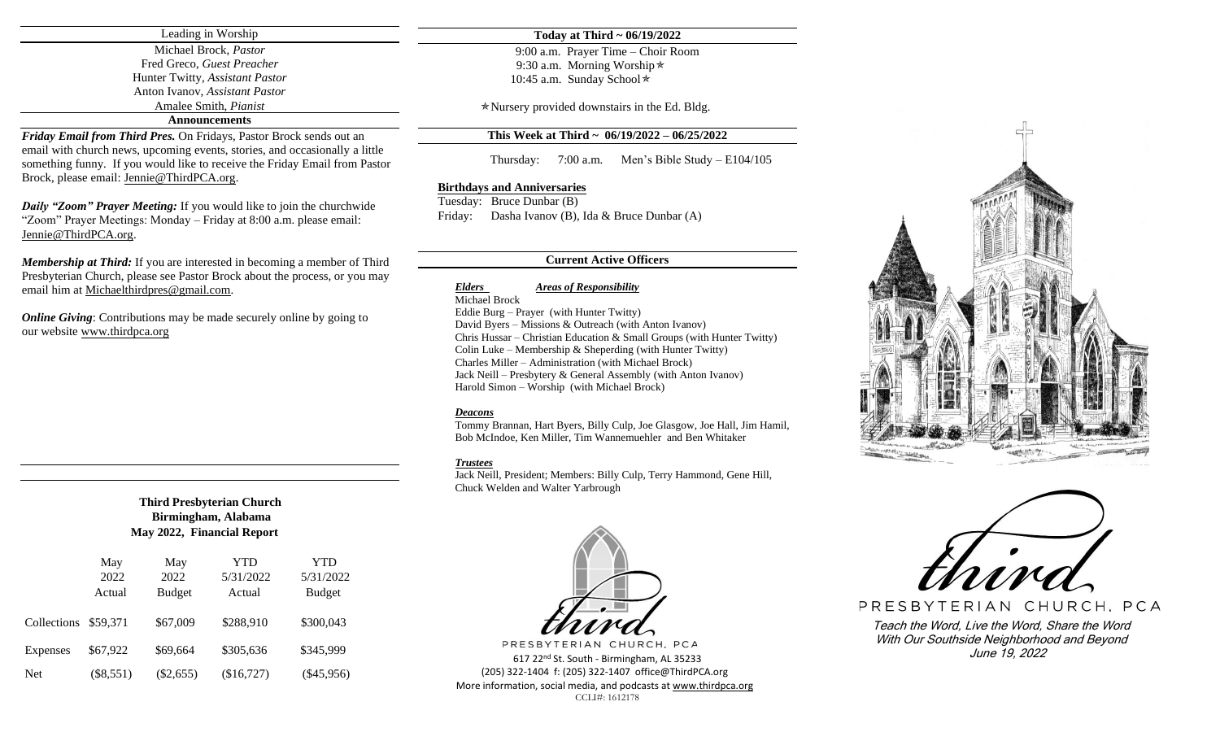## Leading in Worship

Michael Brock, *Pastor*
Fred Greco, *Guest Preacher*
Hunter Twitty, *Assistant Pastor*
Anton Ivanov, *Assistant Pastor*
Amalee Smith, *Pianist*

## Announcements

***Friday Email from Third Pres.*** On Fridays, Pastor Brock sends out an email with church news, upcoming events, stories, and occasionally a little something funny. If you would like to receive the Friday Email from Pastor Brock, please email: Jennie@ThirdPCA.org.

***Daily "Zoom" Prayer Meeting:*** If you would like to join the churchwide "Zoom" Prayer Meetings: Monday – Friday at 8:00 a.m. please email: Jennie@ThirdPCA.org.

***Membership at Third:*** If you are interested in becoming a member of Third Presbyterian Church, please see Pastor Brock about the process, or you may email him at Michaelthirdpres@gmail.com.

***Online Giving***: Contributions may be made securely online by going to our website www.thirdpca.org

**Third Presbyterian Church**
**Birmingham, Alabama**
**May 2022, Financial Report**

| | May 2022 Actual | May 2022 Budget | YTD 5/31/2022 Actual | YTD 5/31/2022 Budget |
|---|---|---|---|---|
| Collections | $59,371 | $67,009 | $288,910 | $300,043 |
| Expenses | $67,922 | $69,664 | $305,636 | $345,999 |
| Net | ($8,551) | ($2,655) | ($16,727) | ($45,956) |

## Today at Third ~ 06/19/2022

9:00 a.m. Prayer Time – Choir Room
9:30 a.m. Morning Worship*
10:45 a.m. Sunday School*

*Nursery provided downstairs in the Ed. Bldg.

## This Week at Third ~ 06/19/2022 – 06/25/2022

Thursday: 7:00 a.m. Men's Bible Study – E104/105

**Birthdays and Anniversaries**

Tuesday: Bruce Dunbar (B)
Friday: Dasha Ivanov (B), Ida & Bruce Dunbar (A)

## Current Active Officers

***Elders*** — ***Areas of Responsibility***

Michael Brock
Eddie Burg – Prayer (with Hunter Twitty)
David Byers – Missions & Outreach (with Anton Ivanov)
Chris Hussar – Christian Education & Small Groups (with Hunter Twitty)
Colin Luke – Membership & Shepherding (with Hunter Twitty)
Charles Miller – Administration (with Michael Brock)
Jack Neill – Presbytery & General Assembly (with Anton Ivanov)
Harold Simon – Worship (with Michael Brock)

***Deacons***

Tommy Brannan, Hart Byers, Billy Culp, Joe Glasgow, Joe Hall, Jim Hamil, Bob McIndoe, Ken Miller, Tim Wannemuehler and Ben Whitaker

***Trustees***

Jack Neill, President; Members: Billy Culp, Terry Hammond, Gene Hill, Chuck Welden and Walter Yarbrough

third
PRESBYTERIAN CHURCH, PCA
617 22nd St. South - Birmingham, AL 35233
(205) 322-1404 f: (205) 322-1407 office@ThirdPCA.org
More information, social media, and podcasts at www.thirdpca.org
CCLI#: 1612178

third
PRESBYTERIAN CHURCH, PCA

*Teach the Word, Live the Word, Share the Word*
*With Our Southside Neighborhood and Beyond*
*June 19, 2022*